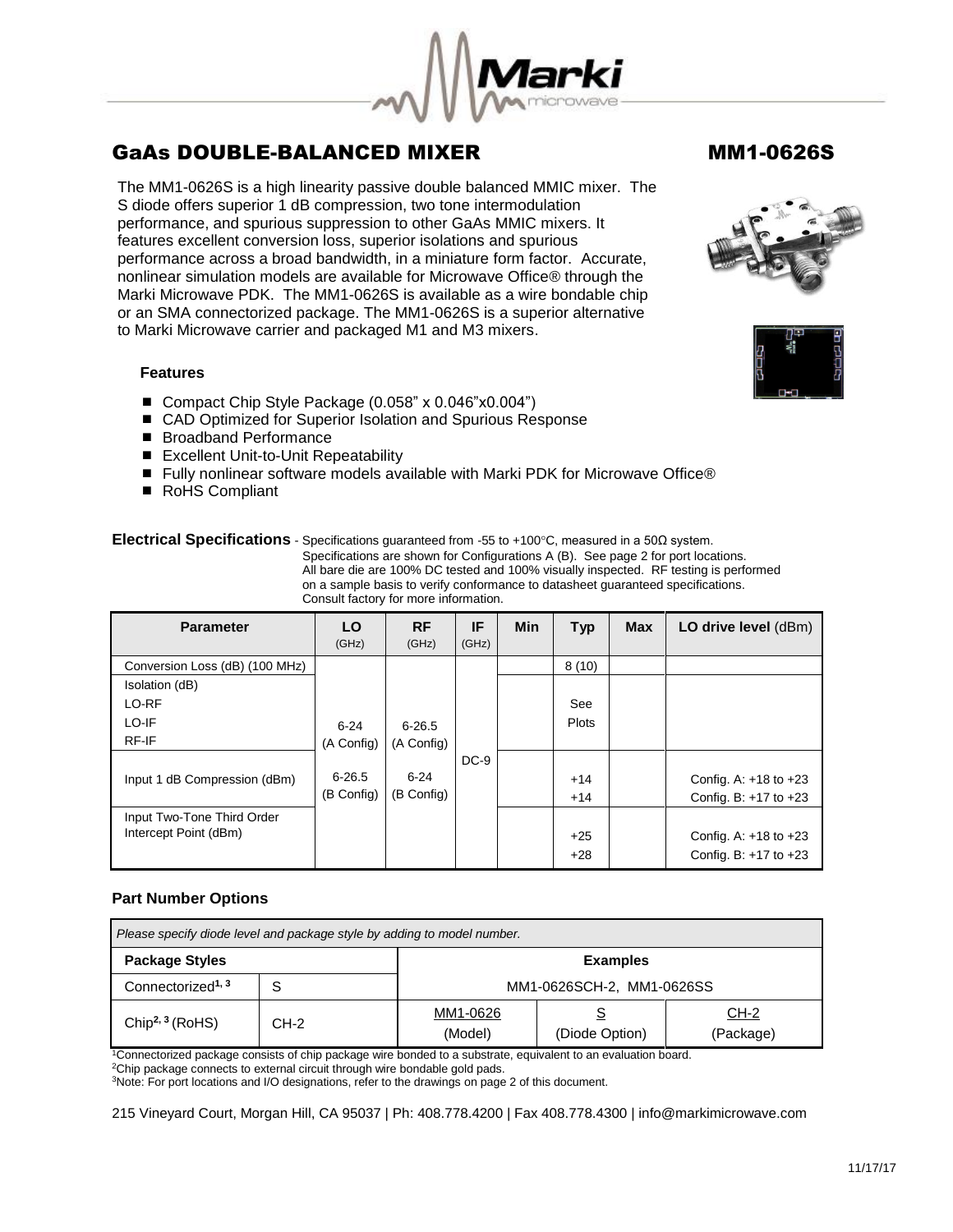# GaAs DOUBLE-BALANCED MIXER

# MM1-0626S

The MM1-0626S is a high linearity passive double balanced MMIC mixer. The S diode offers superior 1 dB compression, two tone intermodulation performance, and spurious suppression to other GaAs MMIC mixers. It features excellent conversion loss, superior isolations and spurious performance across a broad bandwidth, in a miniature form factor. Accurate, nonlinear simulation models are available for Microwave Office® through the Marki Microwave PDK. The MM1-0626S is available as a wire bondable chip or an SMA connectorized package. The MM1-0626S is a superior alternative to Marki Microwave carrier and packaged M1 and M3 mixers.

### Features

- Compact Chip Style Package (0.058" x 0.046"x0.004")
- CAD Optimized for Superior Isolation and Spurious Response
- Broadband Performance
- Excellent Unit-to-Unit Repeatability
- Fully nonlinear software models available with Marki PDK for Microwave Office®
- RoHS Compliant

**Electrical Specifications** - Specifications guaranteed from -55 to +100°C, measured in a 50Ω system. Specifications are shown for Configurations A (B). See page 2 for port locations. All bare die are 100% DC tested and 100% visually inspected. RF testing is performed on a sample basis to verify conformance to datasheet guaranteed specifications. Consult factory for more information.

| Parameter | LO (GHz) | RF (GHz) | IF (GHz) | Min | Typ | Max | LO drive level (dBm) |
|---|---|---|---|---|---|---|---|
| Conversion Loss (dB) (100 MHz) | 6-24 (A Config) 6-26.5 (B Config) | 6-26.5 (A Config) 6-24 (B Config) | DC-9 | | 8 (10) | | |
| Isolation (dB) LO-RF LO-IF RF-IF | | | | | See Plots | | |
| Input 1 dB Compression (dBm) | | | | | +14 +14 | | Config. A: +18 to +23 Config. B: +17 to +23 |
| Input Two-Tone Third Order Intercept Point (dBm) | | | | | +25 +28 | | Config. A: +18 to +23 Config. B: +17 to +23 |

### Part Number Options

| *Please specify diode level and package style by adding to model number.* | | | | |
|---|---|---|---|---|
| **Package Styles** | | **Examples** | | |
| Connectorized[1, 3] | S | MM1-0626SCH-2, MM1-0626SS | | |
| Chip[2, 3] (RoHS) | CH-2 | MM1-0626 (Model) | S (Diode Option) | CH-2 (Package) |

[1]Connectorized package consists of chip package wire bonded to a substrate, equivalent to an evaluation board.
[2]Chip package connects to external circuit through wire bondable gold pads.
[3]Note: For port locations and I/O designations, refer to the drawings on page 2 of this document.

215 Vineyard Court, Morgan Hill, CA 95037 | Ph: 408.778.4200 | Fax 408.778.4300 | info@markimicrowave.com

11/17/17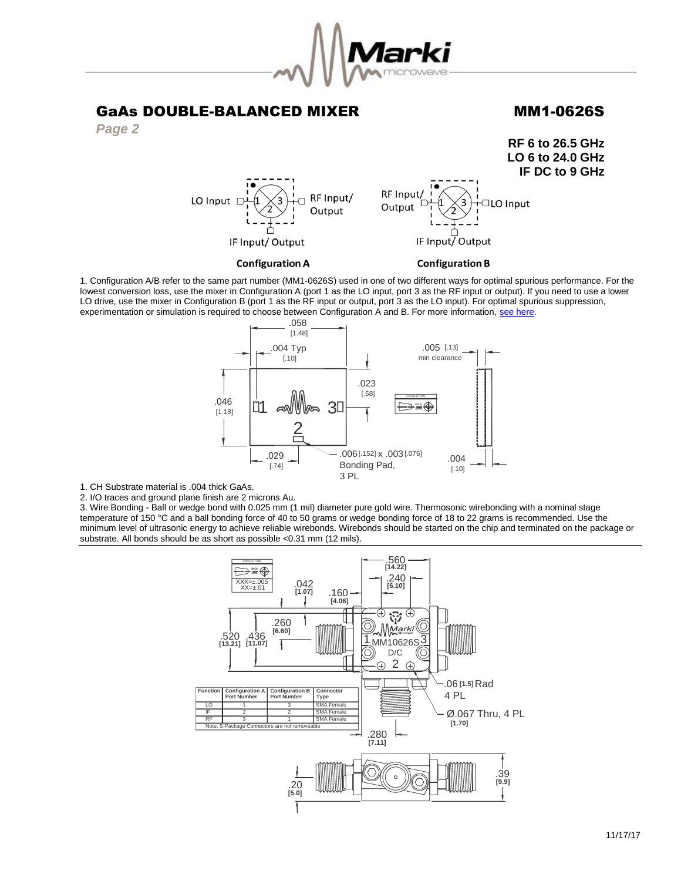# GaAs DOUBLE-BALANCED MIXER

# MM1-0626S

*Page 2*

**RF 6 to 26.5 GHz**
**LO 6 to 24.0 GHz**
**IF DC to 9 GHz**

LO Input | 1 | 3 | RF Input/Output | 2 | IF Input/ Output

**Configuration A**

RF Input/Output | 1 | 3 | LO Input | 2 | IF Input/ Output

**Configuration B**

1. Configuration A/B refer to the same part number (MM1-0626S) used in one of two different ways for optimal spurious performance. For the lowest conversion loss, use the mixer in Configuration A (port 1 as the LO input, port 3 as the RF input or output). If you need to use a lower LO drive, use the mixer in Configuration B (port 1 as the RF input or output, port 3 as the LO input). For optimal spurious suppression, experimentation or simulation is required to choose between Configuration A and B. For more information, see here.

.058 [1.48] | .004 Typ [.10] | .005 [.13] min clearance | .023 [.58] | .046 [1.18] | .029 [.74] | .006 [.152] x .003 [.076] Bonding Pad, 3 PL | .004 [.10]

1. CH Substrate material is .004 thick GaAs.
2. I/O traces and ground plane finish are 2 microns Au.
3. Wire Bonding - Ball or wedge bond with 0.025 mm (1 mil) diameter pure gold wire. Thermosonic wirebonding with a nominal stage temperature of 150 °C and a ball bonding force of 40 to 50 grams or wedge bonding force of 18 to 22 grams is recommended. Use the minimum level of ultrasonic energy to achieve reliable wirebonds. Wirebonds should be started on the chip and terminated on the package or substrate. All bonds should be as short as possible <0.31 mm (12 mils).

XXX=±.005
XX=±.01

.560 [14.22] | .240 [6.10] | .042 [1.07] | .160 [4.06] | .260 [6.60] | .520 [13.21] | .436 [11.07] | .06 [1.5] Rad 4 PL | Ø.067 Thru, 4 PL [1.70] | .280 [7.11] | .20 [5.0] | .39 [9.9]

MM10626S D/C

| Function | Configuration A Port Number | Configuration B Port Number | Connector Type |
|---|---|---|---|
| LO | 1 | 3 | SMA Female |
| IF | 2 | 2 | SMA Female |
| RF | 3 | 1 | SMA Female |

Note: S-Package Connectors are not removeable

11/17/17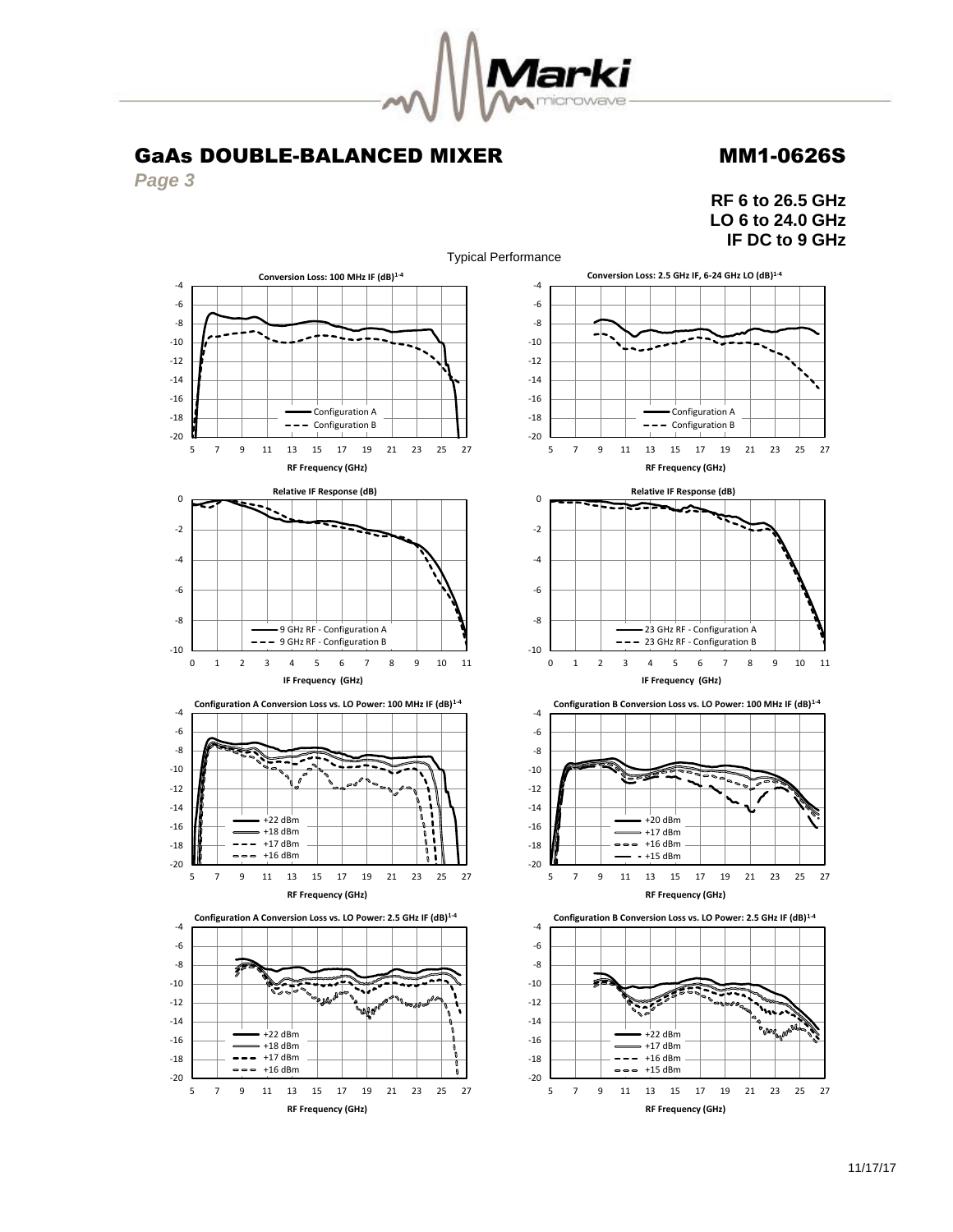# GaAs DOUBLE-BALANCED MIXER

# MM1-0626S

*Page 3*

**RF 6 to 26.5 GHz**
**LO 6 to 24.0 GHz**
**IF DC to 9 GHz**

Typical Performance

**Conversion Loss: 100 MHz IF (dB)[1-4]**

Configuration A
Configuration B

RF Frequency (GHz)

**Conversion Loss: 2.5 GHz IF, 6-24 GHz LO (dB)[1-4]**

Configuration A
Configuration B

RF Frequency (GHz)

**Relative IF Response (dB)**

9 GHz RF - Configuration A
9 GHz RF - Configuration B

IF Frequency (GHz)

**Relative IF Response (dB)**

23 GHz RF - Configuration A
23 GHz RF - Configuration B

IF Frequency (GHz)

**Configuration A Conversion Loss vs. LO Power: 100 MHz IF (dB)[1-4]**

+22 dBm
+18 dBm
+17 dBm
+16 dBm

RF Frequency (GHz)

**Configuration B Conversion Loss vs. LO Power: 100 MHz IF (dB)[1-4]**

+20 dBm
+17 dBm
+16 dBm
+15 dBm

RF Frequency (GHz)

**Configuration A Conversion Loss vs. LO Power: 2.5 GHz IF (dB)[1-4]**

+22 dBm
+18 dBm
+17 dBm
+16 dBm

RF Frequency (GHz)

**Configuration B Conversion Loss vs. LO Power: 2.5 GHz IF (dB)[1-4]**

+22 dBm
+17 dBm
+16 dBm
+15 dBm

RF Frequency (GHz)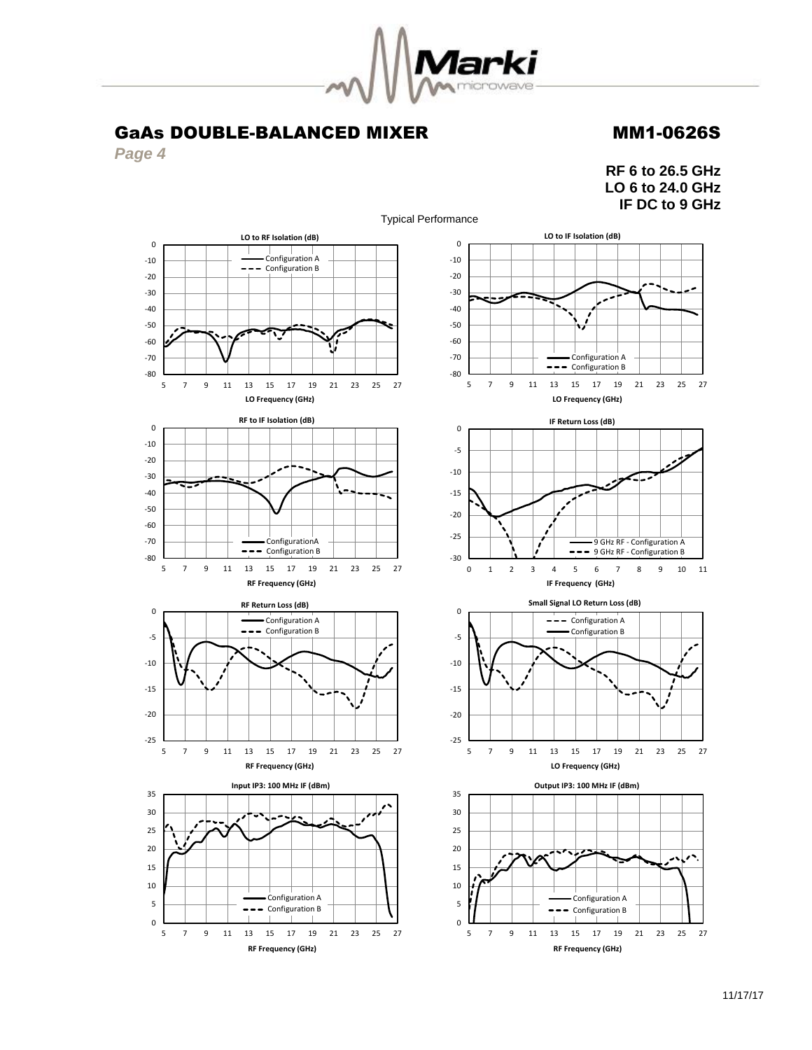# GaAs DOUBLE-BALANCED MIXER

# MM1-0626S

*Page 4*

**RF 6 to 26.5 GHz**
**LO 6 to 24.0 GHz**
**IF DC to 9 GHz**

Typical Performance

**LO to RF Isolation (dB)** — Configuration A, Configuration B; x-axis: LO Frequency (GHz)

**LO to IF Isolation (dB)** — Configuration A, Configuration B; x-axis: LO Frequency (GHz)

**RF to IF Isolation (dB)** — ConfigurationA, Configuration B; x-axis: RF Frequency (GHz)

**IF Return Loss (dB)** — 9 GHz RF - Configuration A, 9 GHz RF - Configuration B; x-axis: IF Frequency (GHz)

**RF Return Loss (dB)** — Configuration A, Configuration B; x-axis: RF Frequency (GHz)

**Small Signal LO Return Loss (dB)** — Configuration A, Configuration B; x-axis: LO Frequency (GHz)

**Input IP3: 100 MHz IF (dBm)** — Configuration A, Configuration B; x-axis: RF Frequency (GHz)

**Output IP3: 100 MHz IF (dBm)** — Configuration A, Configuration B; x-axis: RF Frequency (GHz)

11/17/17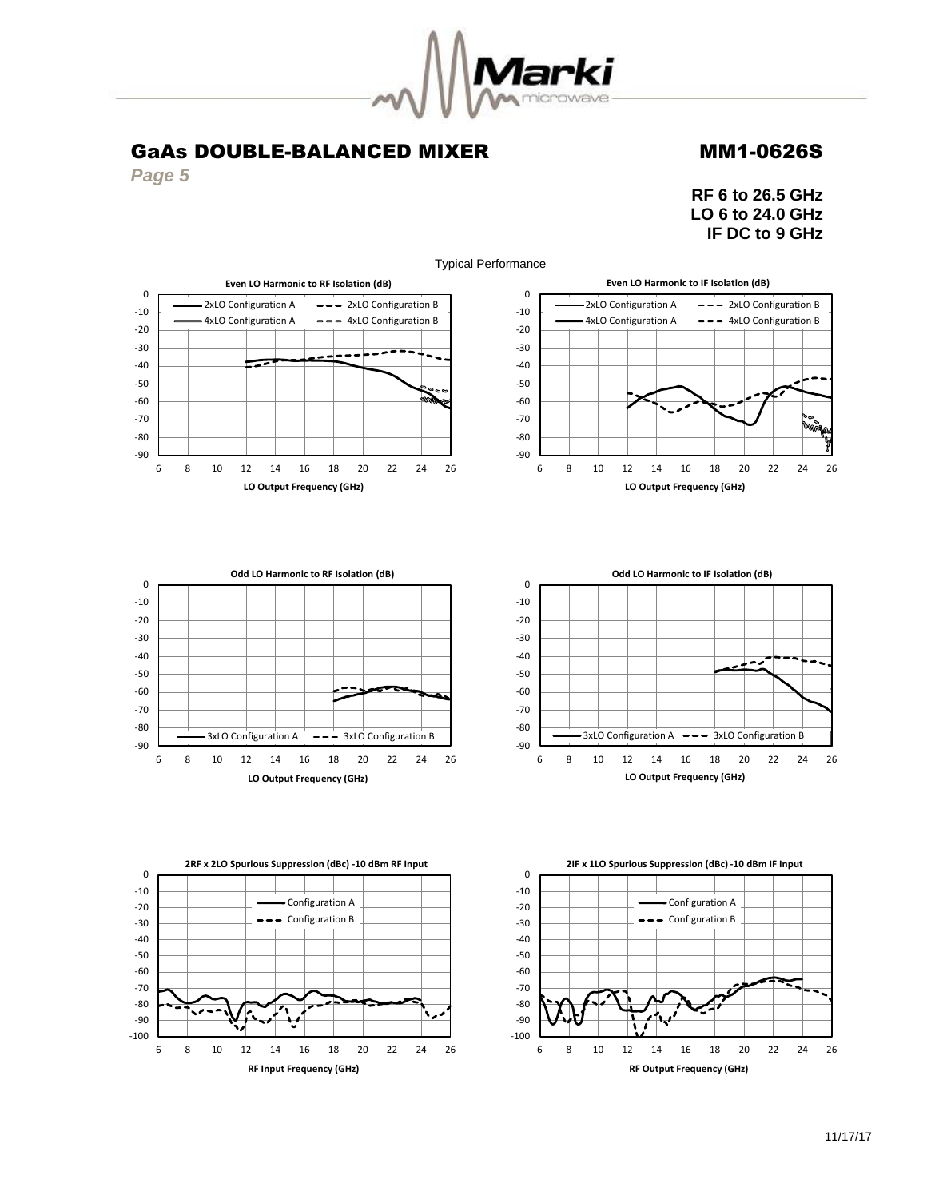# GaAs DOUBLE-BALANCED MIXER

# MM1-0626S

*Page 5*

**RF 6 to 26.5 GHz**
**LO 6 to 24.0 GHz**
**IF DC to 9 GHz**

Typical Performance

**Even LO Harmonic to RF Isolation (dB)**

2xLO Configuration A, 2xLO Configuration B, 4xLO Configuration A, 4xLO Configuration B

LO Output Frequency (GHz)

**Even LO Harmonic to IF Isolation (dB)**

2xLO Configuration A, 2xLO Configuration B, 4xLO Configuration A, 4xLO Configuration B

LO Output Frequency (GHz)

**Odd LO Harmonic to RF Isolation (dB)**

3xLO Configuration A, 3xLO Configuration B

LO Output Frequency (GHz)

**Odd LO Harmonic to IF Isolation (dB)**

3xLO Configuration A, 3xLO Configuration B

LO Output Frequency (GHz)

**2RF x 2LO Spurious Suppression (dBc) -10 dBm RF Input**

Configuration A, Configuration B

RF Input Frequency (GHz)

**2IF x 1LO Spurious Suppression (dBc) -10 dBm IF Input**

Configuration A, Configuration B

RF Output Frequency (GHz)

11/17/17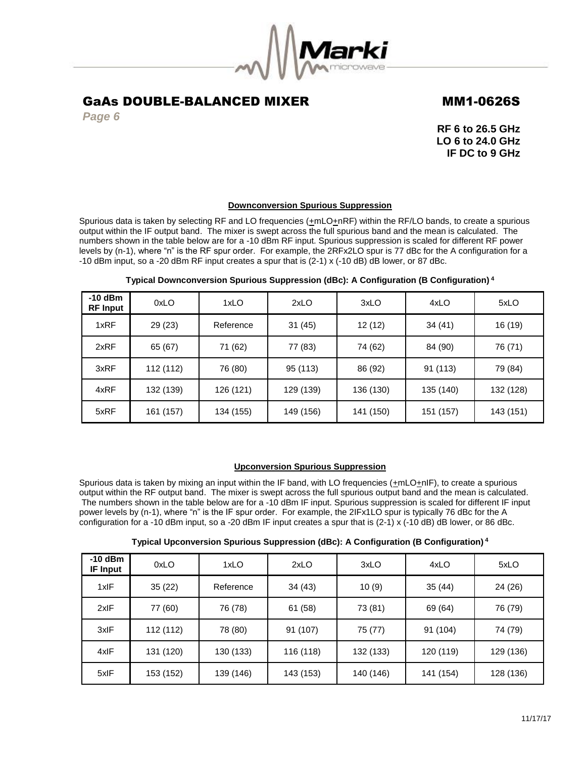# GaAs DOUBLE-BALANCED MIXER MM1-0626S

*Page 6*

**RF 6 to 26.5 GHz**
**LO 6 to 24.0 GHz**
**IF DC to 9 GHz**

## Downconversion Spurious Suppression

Spurious data is taken by selecting RF and LO frequencies (±mLO±nRF) within the RF/LO bands, to create a spurious output within the IF output band. The mixer is swept across the full spurious band and the mean is calculated. The numbers shown in the table below are for a -10 dBm RF input. Spurious suppression is scaled for different RF power levels by (n-1), where "n" is the RF spur order. For example, the 2RFx2LO spur is 77 dBc for the A configuration for a -10 dBm input, so a -20 dBm RF input creates a spur that is (2-1) x (-10 dB) dB lower, or 87 dBc.

**Typical Downconversion Spurious Suppression (dBc): A Configuration (B Configuration) [4]**

| -10 dBm RF Input | 0xLO | 1xLO | 2xLO | 3xLO | 4xLO | 5xLO |
|---|---|---|---|---|---|---|
| 1xRF | 29 (23) | Reference | 31 (45) | 12 (12) | 34 (41) | 16 (19) |
| 2xRF | 65 (67) | 71 (62) | 77 (83) | 74 (62) | 84 (90) | 76 (71) |
| 3xRF | 112 (112) | 76 (80) | 95 (113) | 86 (92) | 91 (113) | 79 (84) |
| 4xRF | 132 (139) | 126 (121) | 129 (139) | 136 (130) | 135 (140) | 132 (128) |
| 5xRF | 161 (157) | 134 (155) | 149 (156) | 141 (150) | 151 (157) | 143 (151) |

## Upconversion Spurious Suppression

Spurious data is taken by mixing an input within the IF band, with LO frequencies (±mLO±nIF), to create a spurious output within the RF output band. The mixer is swept across the full spurious output band and the mean is calculated. The numbers shown in the table below are for a -10 dBm IF input. Spurious suppression is scaled for different IF input power levels by (n-1), where "n" is the IF spur order. For example, the 2IFx1LO spur is typically 76 dBc for the A configuration for a -10 dBm input, so a -20 dBm IF input creates a spur that is (2-1) x (-10 dB) dB lower, or 86 dBc.

**Typical Upconversion Spurious Suppression (dBc): A Configuration (B Configuration) [4]**

| -10 dBm IF Input | 0xLO | 1xLO | 2xLO | 3xLO | 4xLO | 5xLO |
|---|---|---|---|---|---|---|
| 1xIF | 35 (22) | Reference | 34 (43) | 10 (9) | 35 (44) | 24 (26) |
| 2xIF | 77 (60) | 76 (78) | 61 (58) | 73 (81) | 69 (64) | 76 (79) |
| 3xIF | 112 (112) | 78 (80) | 91 (107) | 75 (77) | 91 (104) | 74 (79) |
| 4xIF | 131 (120) | 130 (133) | 116 (118) | 132 (133) | 120 (119) | 129 (136) |
| 5xIF | 153 (152) | 139 (146) | 143 (153) | 140 (146) | 141 (154) | 128 (136) |

11/17/17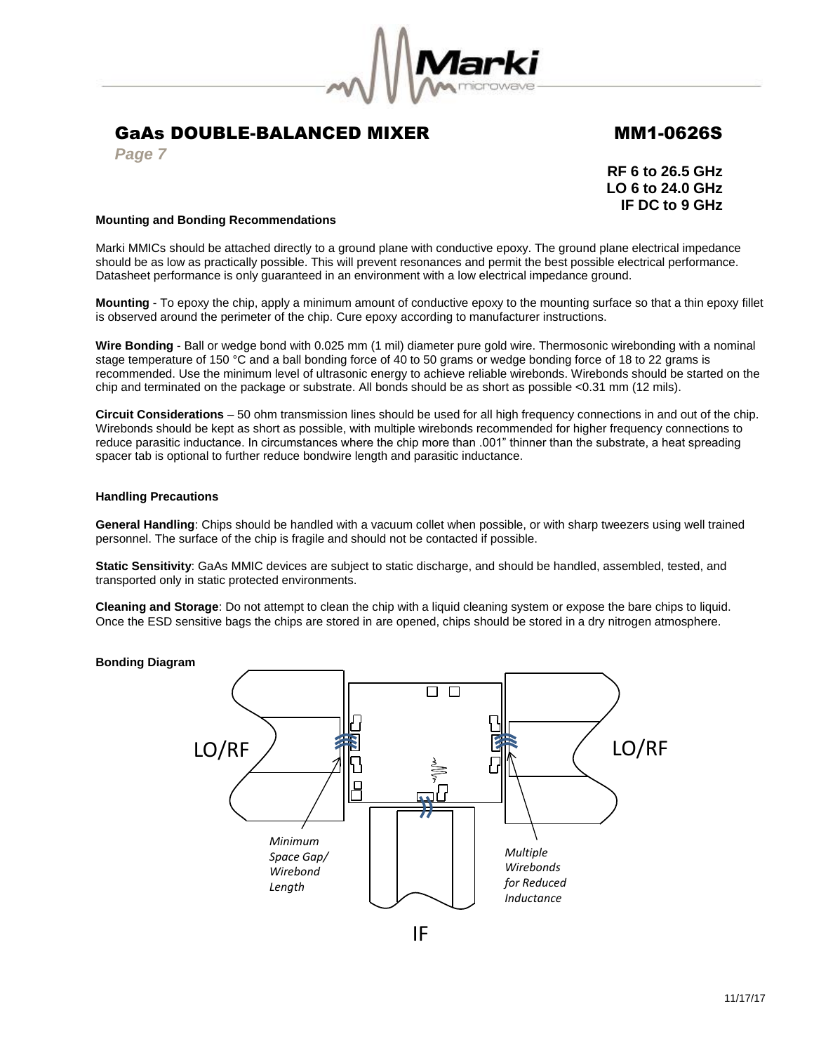# GaAs DOUBLE-BALANCED MIXER MM1-0626S

**RF 6 to 26.5 GHz**
**LO 6 to 24.0 GHz**
**IF DC to 9 GHz**

### Mounting and Bonding Recommendations

Marki MMICs should be attached directly to a ground plane with conductive epoxy. The ground plane electrical impedance should be as low as practically possible. This will prevent resonances and permit the best possible electrical performance. Datasheet performance is only guaranteed in an environment with a low electrical impedance ground.

**Mounting** - To epoxy the chip, apply a minimum amount of conductive epoxy to the mounting surface so that a thin epoxy fillet is observed around the perimeter of the chip. Cure epoxy according to manufacturer instructions.

**Wire Bonding** - Ball or wedge bond with 0.025 mm (1 mil) diameter pure gold wire. Thermosonic wirebonding with a nominal stage temperature of 150 °C and a ball bonding force of 40 to 50 grams or wedge bonding force of 18 to 22 grams is recommended. Use the minimum level of ultrasonic energy to achieve reliable wirebonds. Wirebonds should be started on the chip and terminated on the package or substrate. All bonds should be as short as possible <0.31 mm (12 mils).

**Circuit Considerations** – 50 ohm transmission lines should be used for all high frequency connections in and out of the chip. Wirebonds should be kept as short as possible, with multiple wirebonds recommended for higher frequency connections to reduce parasitic inductance. In circumstances where the chip more than .001" thinner than the substrate, a heat spreading spacer tab is optional to further reduce bondwire length and parasitic inductance.

### Handling Precautions

**General Handling**: Chips should be handled with a vacuum collet when possible, or with sharp tweezers using well trained personnel. The surface of the chip is fragile and should not be contacted if possible.

**Static Sensitivity**: GaAs MMIC devices are subject to static discharge, and should be handled, assembled, tested, and transported only in static protected environments.

**Cleaning and Storage**: Do not attempt to clean the chip with a liquid cleaning system or expose the bare chips to liquid. Once the ESD sensitive bags the chips are stored in are opened, chips should be stored in a dry nitrogen atmosphere.

### Bonding Diagram

LO/RF

LO/RF

*Minimum Space Gap/ Wirebond Length*

*Multiple Wirebonds for Reduced Inductance*

IF

11/17/17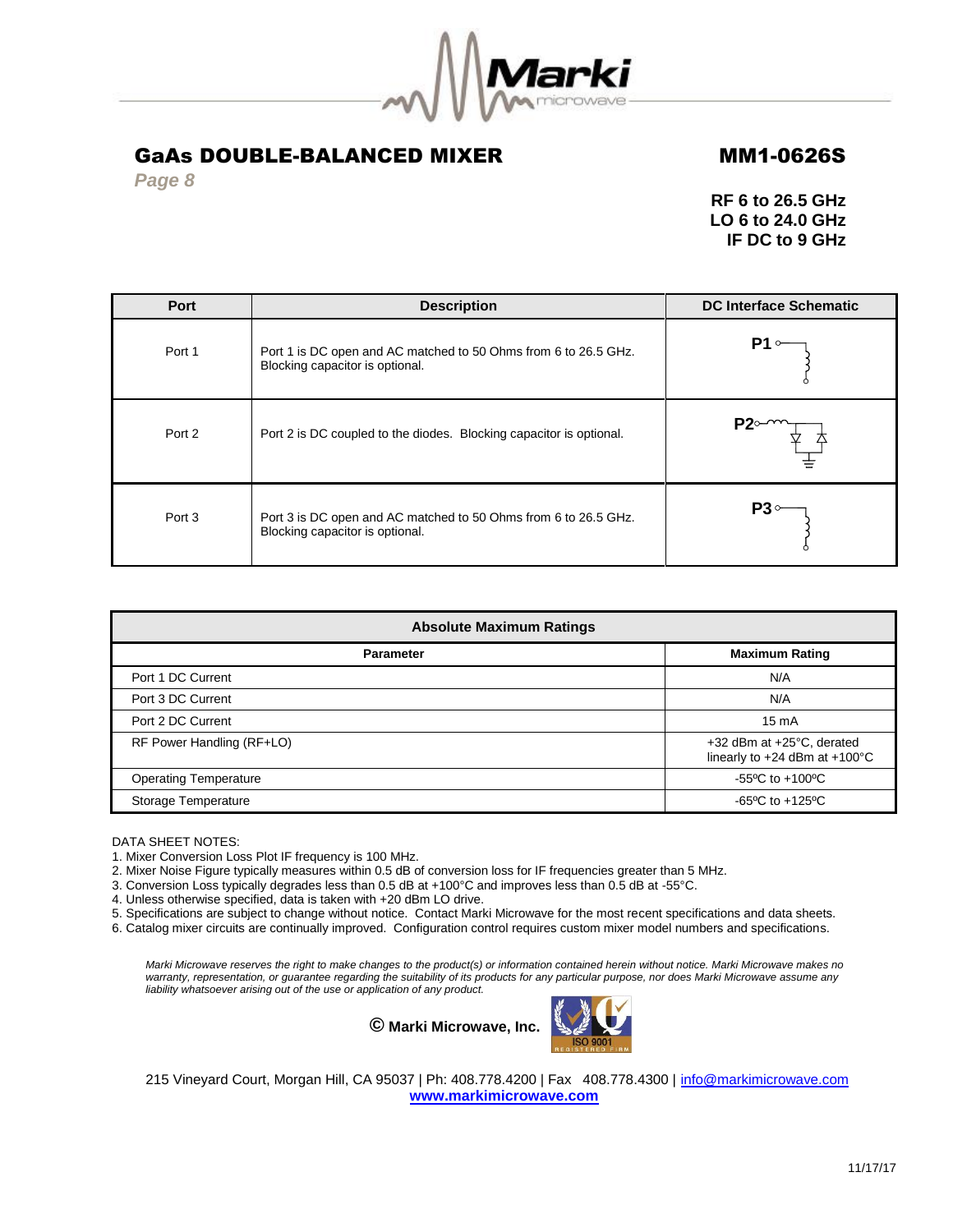# GaAs DOUBLE-BALANCED MIXER

# MM1-0626S

**RF 6 to 26.5 GHz**
**LO 6 to 24.0 GHz**
**IF DC to 9 GHz**

| Port | Description | DC Interface Schematic |
|---|---|---|
| Port 1 | Port 1 is DC open and AC matched to 50 Ohms from 6 to 26.5 GHz. Blocking capacitor is optional. | P1 |
| Port 2 | Port 2 is DC coupled to the diodes. Blocking capacitor is optional. | P2 |
| Port 3 | Port 3 is DC open and AC matched to 50 Ohms from 6 to 26.5 GHz. Blocking capacitor is optional. | P3 |

| Absolute Maximum Ratings | |
|---|---|
| **Parameter** | **Maximum Rating** |
| Port 1 DC Current | N/A |
| Port 3 DC Current | N/A |
| Port 2 DC Current | 15 mA |
| RF Power Handling (RF+LO) | +32 dBm at +25°C, derated linearly to +24 dBm at +100°C |
| Operating Temperature | -55ºC to +100ºC |
| Storage Temperature | -65ºC to +125ºC |

DATA SHEET NOTES:

1. Mixer Conversion Loss Plot IF frequency is 100 MHz.
2. Mixer Noise Figure typically measures within 0.5 dB of conversion loss for IF frequencies greater than 5 MHz.
3. Conversion Loss typically degrades less than 0.5 dB at +100°C and improves less than 0.5 dB at -55°C.
4. Unless otherwise specified, data is taken with +20 dBm LO drive.
5. Specifications are subject to change without notice. Contact Marki Microwave for the most recent specifications and data sheets.
6. Catalog mixer circuits are continually improved. Configuration control requires custom mixer model numbers and specifications.

*Marki Microwave reserves the right to make changes to the product(s) or information contained herein without notice. Marki Microwave makes no warranty, representation, or guarantee regarding the suitability of its products for any particular purpose, nor does Marki Microwave assume any liability whatsoever arising out of the use or application of any product.*

**© Marki Microwave, Inc.**

215 Vineyard Court, Morgan Hill, CA 95037 | Ph: 408.778.4200 | Fax 408.778.4300 | info@markimicrowave.com
**www.markimicrowave.com**

11/17/17